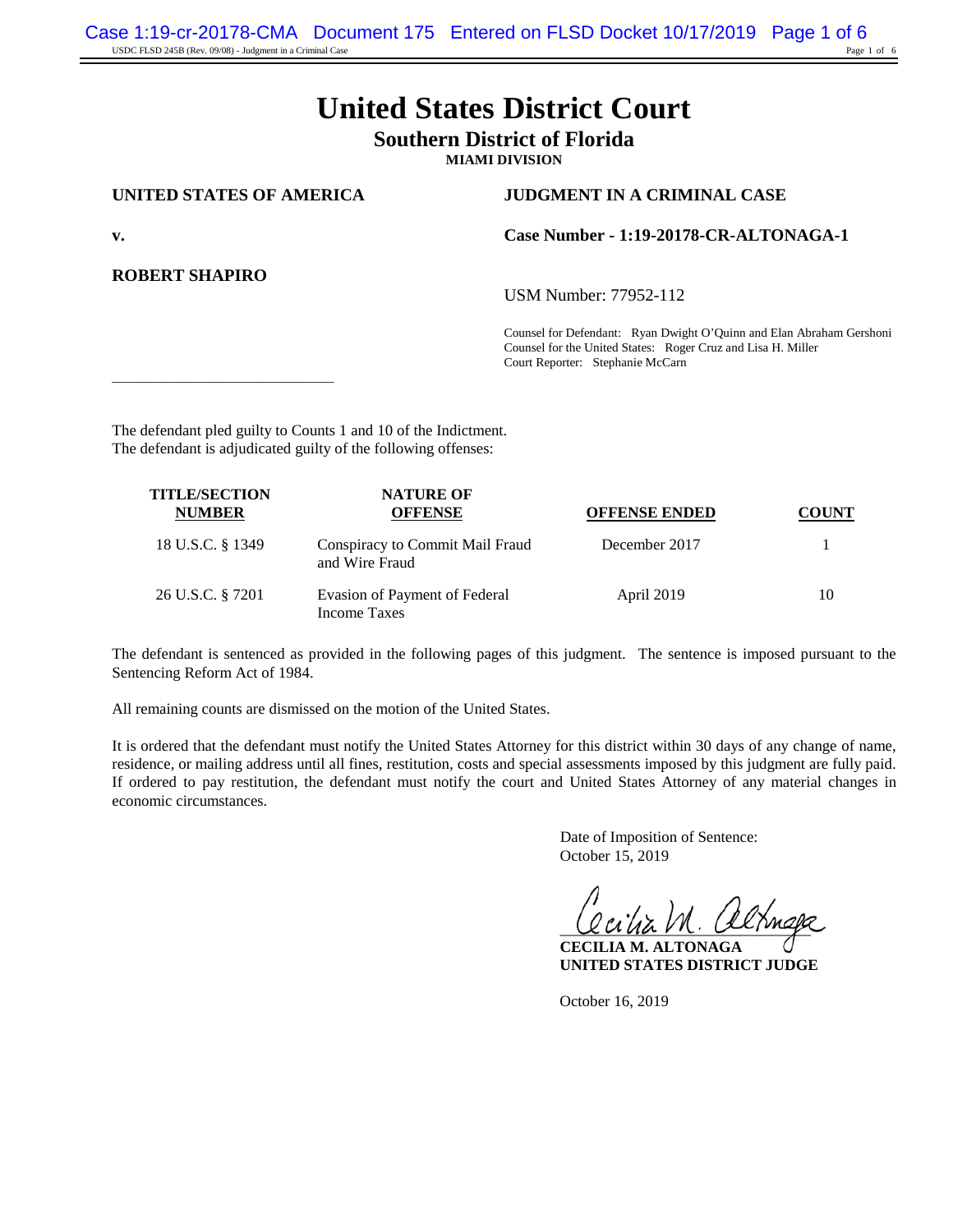# United States District Court

## Southern District of Florida

**MIAMI DIVISION**

**UNITED STATES OF AMERICA**

**v.**

**ROBERT SHAPIRO**

**JUDGMENT IN A CRIMINAL CASE**

**Case Number - 1:19-20178-CR-ALTONAGA-1**

USM Number: 77952-112

Counsel for Defendant: Ryan Dwight O'Quinn and Elan Abraham Gershoni
Counsel for the United States: Roger Cruz and Lisa H. Miller
Court Reporter: Stephanie McCarn

---

The defendant pled guilty to Counts 1 and 10 of the Indictment.
The defendant is adjudicated guilty of the following offenses:

| TITLE/SECTION NUMBER | NATURE OF OFFENSE | OFFENSE ENDED | COUNT |
|---|---|---|---|
| 18 U.S.C. § 1349 | Conspiracy to Commit Mail Fraud and Wire Fraud | December 2017 | 1 |
| 26 U.S.C. § 7201 | Evasion of Payment of Federal Income Taxes | April 2019 | 10 |

The defendant is sentenced as provided in the following pages of this judgment. The sentence is imposed pursuant to the Sentencing Reform Act of 1984.

All remaining counts are dismissed on the motion of the United States.

It is ordered that the defendant must notify the United States Attorney for this district within 30 days of any change of name, residence, or mailing address until all fines, restitution, costs and special assessments imposed by this judgment are fully paid. If ordered to pay restitution, the defendant must notify the court and United States Attorney of any material changes in economic circumstances.

Date of Imposition of Sentence:
October 15, 2019

**CECILIA M. ALTONAGA**
**UNITED STATES DISTRICT JUDGE**

October 16, 2019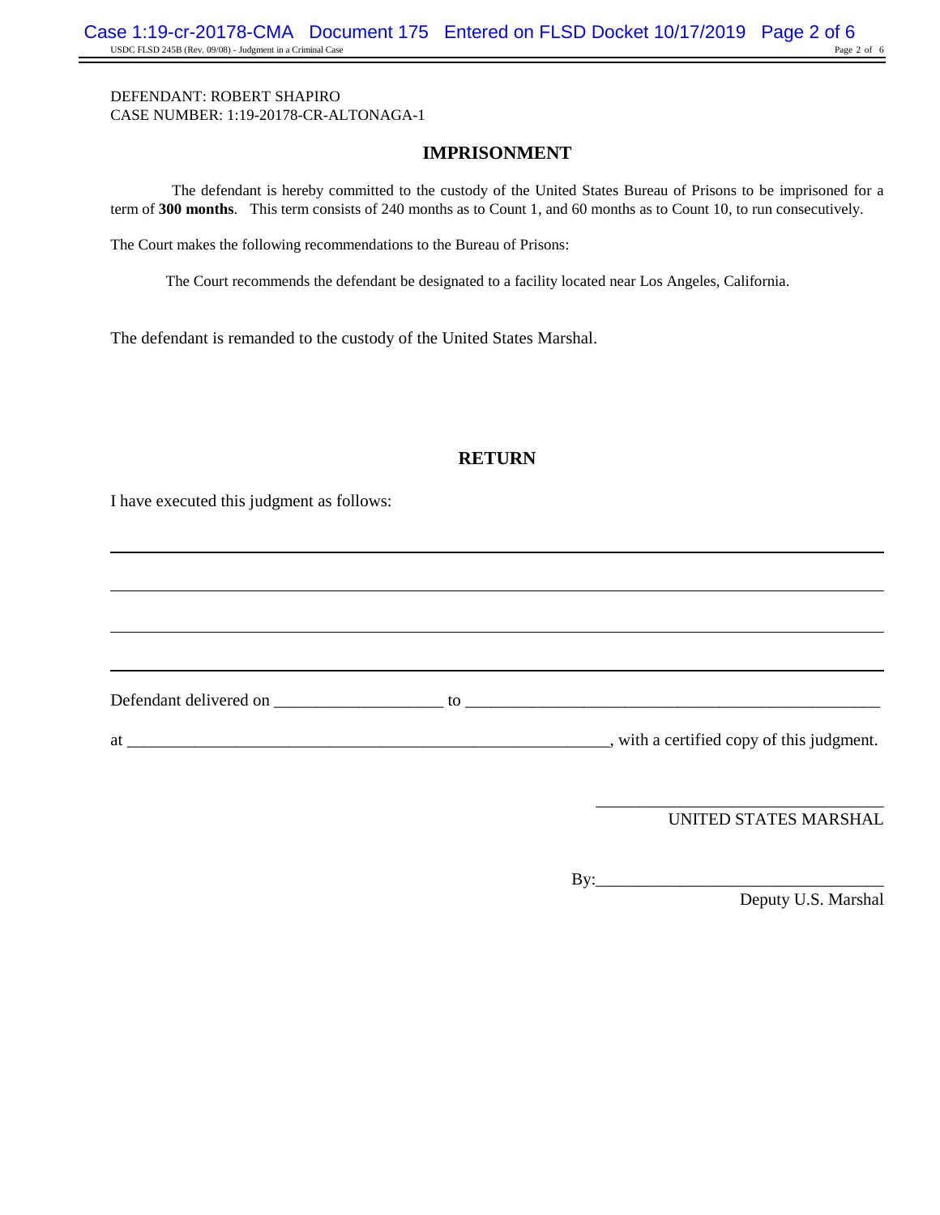DEFENDANT: ROBERT SHAPIRO
CASE NUMBER: 1:19-20178-CR-ALTONAGA-1

## IMPRISONMENT

The defendant is hereby committed to the custody of the United States Bureau of Prisons to be imprisoned for a term of **300 months**. This term consists of 240 months as to Count 1, and 60 months as to Count 10, to run consecutively.

The Court makes the following recommendations to the Bureau of Prisons:

The Court recommends the defendant be designated to a facility located near Los Angeles, California.

The defendant is remanded to the custody of the United States Marshal.

## RETURN

I have executed this judgment as follows:

_______________________________________________

_______________________________________________

_______________________________________________

_______________________________________________

Defendant delivered on ____________________ to ____________________________________________________

at ____________________________________________________________, with a certified copy of this judgment.

____________________________________
UNITED STATES MARSHAL

By:__________________________________
Deputy U.S. Marshal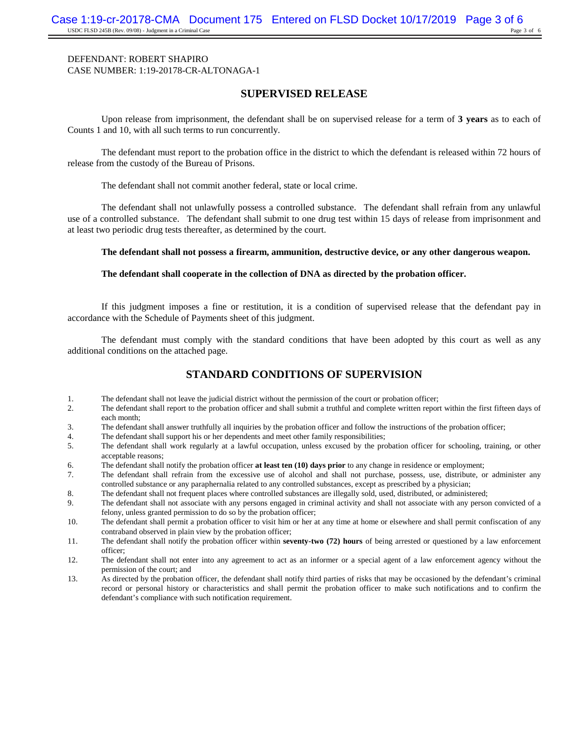DEFENDANT: ROBERT SHAPIRO
CASE NUMBER: 1:19-20178-CR-ALTONAGA-1

## SUPERVISED RELEASE

Upon release from imprisonment, the defendant shall be on supervised release for a term of **3 years** as to each of Counts 1 and 10, with all such terms to run concurrently.

The defendant must report to the probation office in the district to which the defendant is released within 72 hours of release from the custody of the Bureau of Prisons.

The defendant shall not commit another federal, state or local crime.

The defendant shall not unlawfully possess a controlled substance. The defendant shall refrain from any unlawful use of a controlled substance. The defendant shall submit to one drug test within 15 days of release from imprisonment and at least two periodic drug tests thereafter, as determined by the court.

**The defendant shall not possess a firearm, ammunition, destructive device, or any other dangerous weapon.**

**The defendant shall cooperate in the collection of DNA as directed by the probation officer.**

If this judgment imposes a fine or restitution, it is a condition of supervised release that the defendant pay in accordance with the Schedule of Payments sheet of this judgment.

The defendant must comply with the standard conditions that have been adopted by this court as well as any additional conditions on the attached page.

## STANDARD CONDITIONS OF SUPERVISION

1. The defendant shall not leave the judicial district without the permission of the court or probation officer;
2. The defendant shall report to the probation officer and shall submit a truthful and complete written report within the first fifteen days of each month;
3. The defendant shall answer truthfully all inquiries by the probation officer and follow the instructions of the probation officer;
4. The defendant shall support his or her dependents and meet other family responsibilities;
5. The defendant shall work regularly at a lawful occupation, unless excused by the probation officer for schooling, training, or other acceptable reasons;
6. The defendant shall notify the probation officer **at least ten (10) days prior** to any change in residence or employment;
7. The defendant shall refrain from the excessive use of alcohol and shall not purchase, possess, use, distribute, or administer any controlled substance or any paraphernalia related to any controlled substances, except as prescribed by a physician;
8. The defendant shall not frequent places where controlled substances are illegally sold, used, distributed, or administered;
9. The defendant shall not associate with any persons engaged in criminal activity and shall not associate with any person convicted of a felony, unless granted permission to do so by the probation officer;
10. The defendant shall permit a probation officer to visit him or her at any time at home or elsewhere and shall permit confiscation of any contraband observed in plain view by the probation officer;
11. The defendant shall notify the probation officer within **seventy-two (72) hours** of being arrested or questioned by a law enforcement officer;
12. The defendant shall not enter into any agreement to act as an informer or a special agent of a law enforcement agency without the permission of the court; and
13. As directed by the probation officer, the defendant shall notify third parties of risks that may be occasioned by the defendant's criminal record or personal history or characteristics and shall permit the probation officer to make such notifications and to confirm the defendant's compliance with such notification requirement.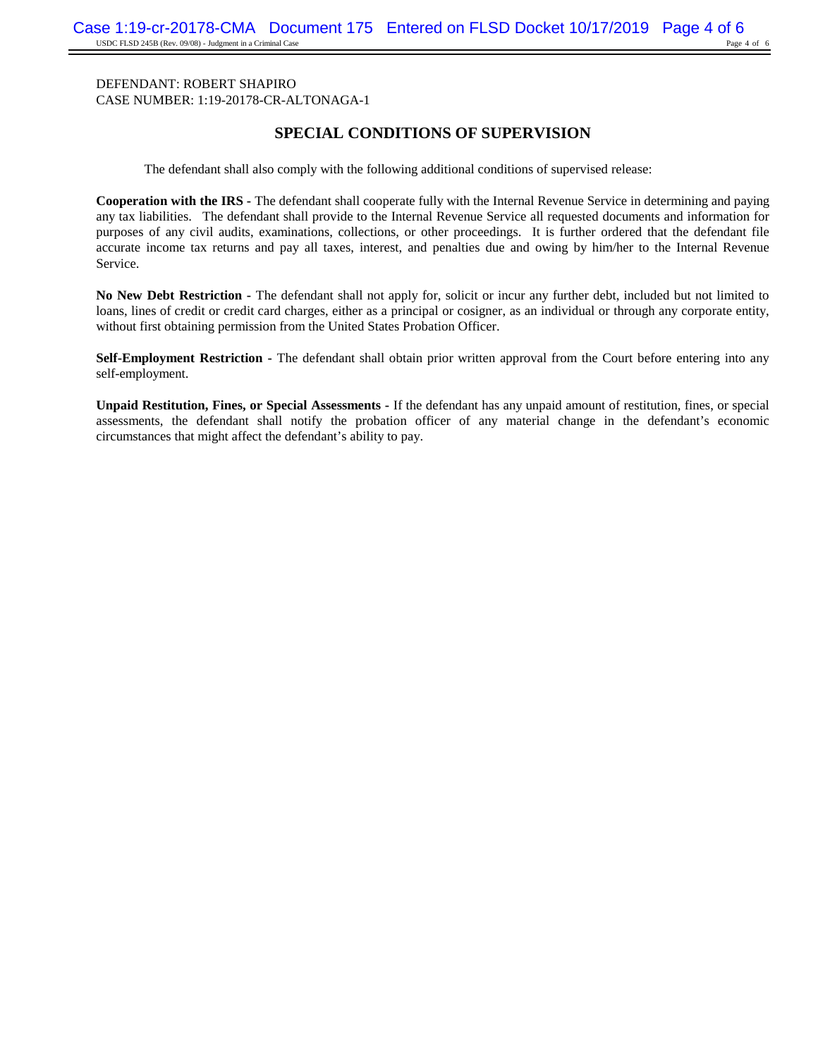DEFENDANT: ROBERT SHAPIRO
CASE NUMBER: 1:19-20178-CR-ALTONAGA-1

## SPECIAL CONDITIONS OF SUPERVISION

The defendant shall also comply with the following additional conditions of supervised release:

**Cooperation with the IRS** - The defendant shall cooperate fully with the Internal Revenue Service in determining and paying any tax liabilities. The defendant shall provide to the Internal Revenue Service all requested documents and information for purposes of any civil audits, examinations, collections, or other proceedings. It is further ordered that the defendant file accurate income tax returns and pay all taxes, interest, and penalties due and owing by him/her to the Internal Revenue Service.

**No New Debt Restriction** - The defendant shall not apply for, solicit or incur any further debt, included but not limited to loans, lines of credit or credit card charges, either as a principal or cosigner, as an individual or through any corporate entity, without first obtaining permission from the United States Probation Officer.

**Self-Employment Restriction -** The defendant shall obtain prior written approval from the Court before entering into any self-employment.

**Unpaid Restitution, Fines, or Special Assessments** - If the defendant has any unpaid amount of restitution, fines, or special assessments, the defendant shall notify the probation officer of any material change in the defendant's economic circumstances that might affect the defendant's ability to pay.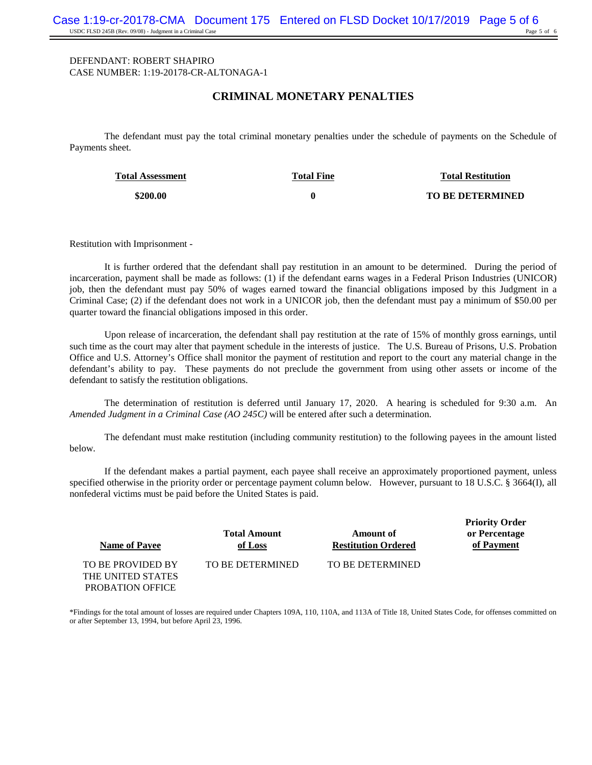DEFENDANT: ROBERT SHAPIRO
CASE NUMBER: 1:19-20178-CR-ALTONAGA-1

## CRIMINAL MONETARY PENALTIES

The defendant must pay the total criminal monetary penalties under the schedule of payments on the Schedule of Payments sheet.

| **Total Assessment** | **Total Fine** | **Total Restitution** |
|---|---|---|
| **$200.00** | **0** | **TO BE DETERMINED** |

Restitution with Imprisonment -

It is further ordered that the defendant shall pay restitution in an amount to be determined. During the period of incarceration, payment shall be made as follows: (1) if the defendant earns wages in a Federal Prison Industries (UNICOR) job, then the defendant must pay 50% of wages earned toward the financial obligations imposed by this Judgment in a Criminal Case; (2) if the defendant does not work in a UNICOR job, then the defendant must pay a minimum of $50.00 per quarter toward the financial obligations imposed in this order.

Upon release of incarceration, the defendant shall pay restitution at the rate of 15% of monthly gross earnings, until such time as the court may alter that payment schedule in the interests of justice. The U.S. Bureau of Prisons, U.S. Probation Office and U.S. Attorney's Office shall monitor the payment of restitution and report to the court any material change in the defendant's ability to pay. These payments do not preclude the government from using other assets or income of the defendant to satisfy the restitution obligations.

The determination of restitution is deferred until January 17, 2020. A hearing is scheduled for 9:30 a.m. An *Amended Judgment in a Criminal Case (AO 245C)* will be entered after such a determination.

The defendant must make restitution (including community restitution) to the following payees in the amount listed below.

If the defendant makes a partial payment, each payee shall receive an approximately proportioned payment, unless specified otherwise in the priority order or percentage payment column below. However, pursuant to 18 U.S.C. § 3664(I), all nonfederal victims must be paid before the United States is paid.

| **Name of Payee** | **Total Amount of Loss** | **Amount of Restitution Ordered** | **Priority Order or Percentage of Payment** |
|---|---|---|---|
| TO BE PROVIDED BY THE UNITED STATES PROBATION OFFICE | TO BE DETERMINED | TO BE DETERMINED | |

*Findings for the total amount of losses are required under Chapters 109A, 110, 110A, and 113A of Title 18, United States Code, for offenses committed on or after September 13, 1994, but before April 23, 1996.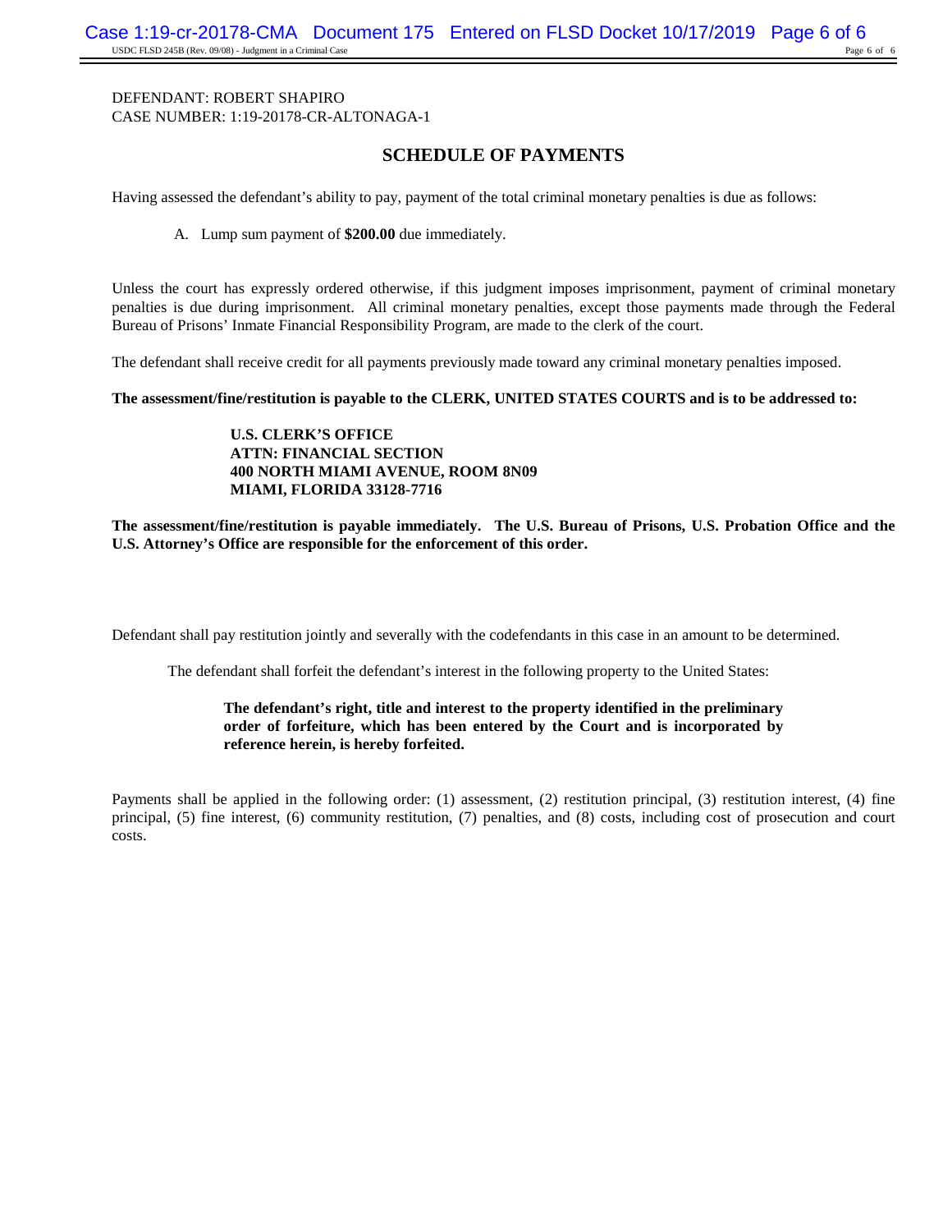DEFENDANT: ROBERT SHAPIRO
CASE NUMBER: 1:19-20178-CR-ALTONAGA-1

## SCHEDULE OF PAYMENTS

Having assessed the defendant's ability to pay, payment of the total criminal monetary penalties is due as follows:

A. Lump sum payment of **$200.00** due immediately.

Unless the court has expressly ordered otherwise, if this judgment imposes imprisonment, payment of criminal monetary penalties is due during imprisonment. All criminal monetary penalties, except those payments made through the Federal Bureau of Prisons' Inmate Financial Responsibility Program, are made to the clerk of the court.

The defendant shall receive credit for all payments previously made toward any criminal monetary penalties imposed.

**The assessment/fine/restitution is payable to the CLERK, UNITED STATES COURTS and is to be addressed to:**

**U.S. CLERK'S OFFICE**
**ATTN: FINANCIAL SECTION**
**400 NORTH MIAMI AVENUE, ROOM 8N09**
**MIAMI, FLORIDA 33128-7716**

**The assessment/fine/restitution is payable immediately. The U.S. Bureau of Prisons, U.S. Probation Office and the U.S. Attorney's Office are responsible for the enforcement of this order.**

Defendant shall pay restitution jointly and severally with the codefendants in this case in an amount to be determined.

The defendant shall forfeit the defendant's interest in the following property to the United States:

**The defendant's right, title and interest to the property identified in the preliminary order of forfeiture, which has been entered by the Court and is incorporated by reference herein, is hereby forfeited.**

Payments shall be applied in the following order: (1) assessment, (2) restitution principal, (3) restitution interest, (4) fine principal, (5) fine interest, (6) community restitution, (7) penalties, and (8) costs, including cost of prosecution and court costs.